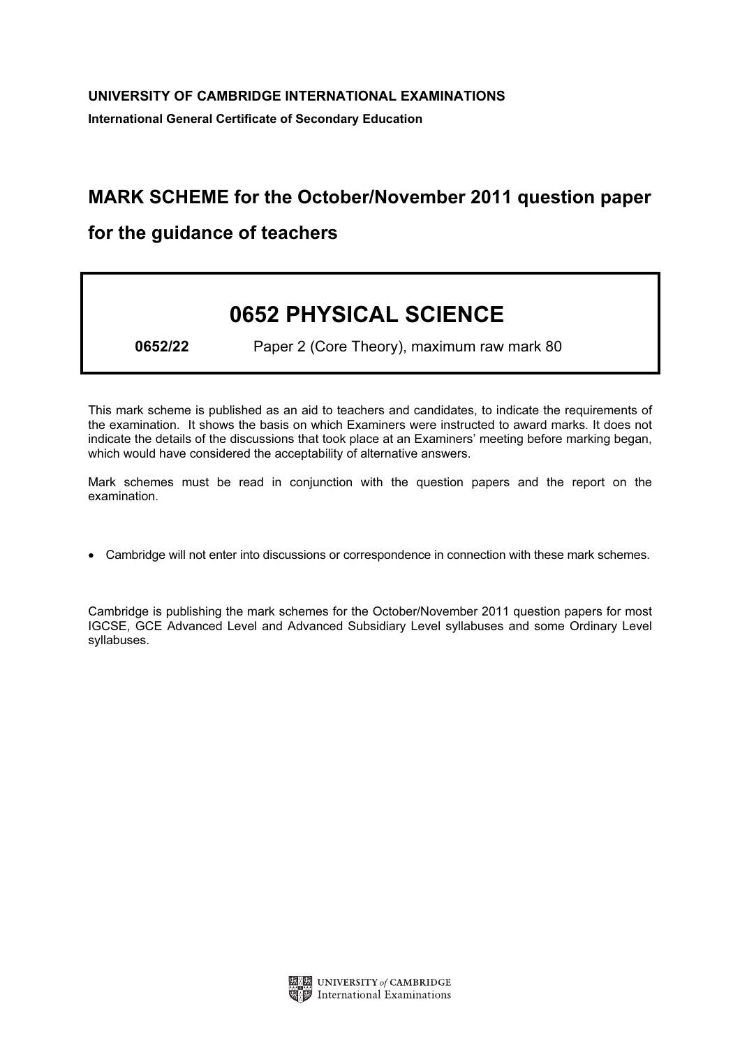**UNIVERSITY OF CAMBRIDGE INTERNATIONAL EXAMINATIONS**

**International General Certificate of Secondary Education**

# MARK SCHEME for the October/November 2011 question paper

## for the guidance of teachers

# 0652 PHYSICAL SCIENCE

**0652/22** Paper 2 (Core Theory), maximum raw mark 80

This mark scheme is published as an aid to teachers and candidates, to indicate the requirements of the examination. It shows the basis on which Examiners were instructed to award marks. It does not indicate the details of the discussions that took place at an Examiners' meeting before marking began, which would have considered the acceptability of alternative answers.

Mark schemes must be read in conjunction with the question papers and the report on the examination.

- Cambridge will not enter into discussions or correspondence in connection with these mark schemes.

Cambridge is publishing the mark schemes for the October/November 2011 question papers for most IGCSE, GCE Advanced Level and Advanced Subsidiary Level syllabuses and some Ordinary Level syllabuses.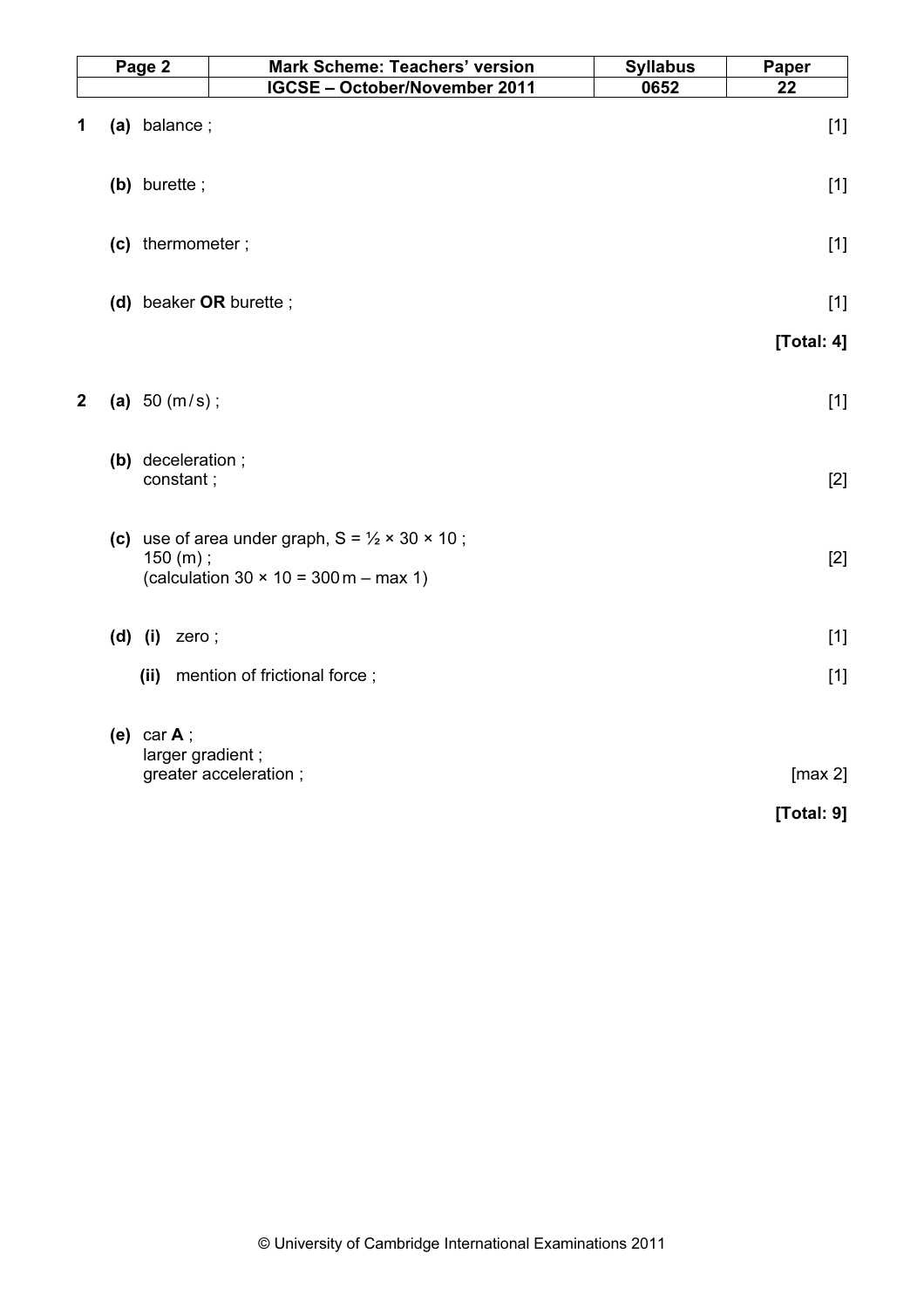| Page 2 | Mark Scheme: Teachers' version | Syllabus | Paper |
|---|---|---|---|
| | IGCSE – October/November 2011 | 0652 | 22 |

**1** **(a)** balance ; [1]

**(b)** burette ; [1]

**(c)** thermometer ; [1]

**(d)** beaker **OR** burette ; [1]

**[Total: 4]**

**2** **(a)** 50 (m/s) ; [1]

**(b)** deceleration ;
constant ; [2]

**(c)** use of area under graph, S = ½ × 30 × 10 ;
150 (m) ; [2]
(calculation 30 × 10 = 300 m – max 1)

**(d)** **(i)** zero ; [1]

**(ii)** mention of frictional force ; [1]

**(e)** car **A** ;
larger gradient ;
greater acceleration ; [max 2]

**[Total: 9]**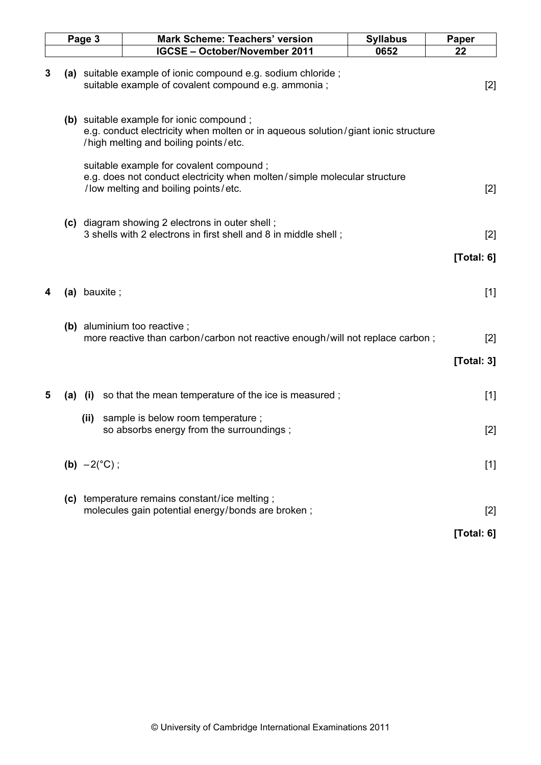**3** **(a)** suitable example of ionic compound e.g. sodium chloride ;
suitable example of covalent compound e.g. ammonia ; [2]

**(b)** suitable example for ionic compound ;
e.g. conduct electricity when molten or in aqueous solution / giant ionic structure / high melting and boiling points / etc.

suitable example for covalent compound ;
e.g. does not conduct electricity when molten / simple molecular structure / low melting and boiling points / etc. [2]

**(c)** diagram showing 2 electrons in outer shell ;
3 shells with 2 electrons in first shell and 8 in middle shell ; [2]

**[Total: 6]**

**4** **(a)** bauxite ; [1]

**(b)** aluminium too reactive ;
more reactive than carbon / carbon not reactive enough / will not replace carbon ; [2]

**[Total: 3]**

**5** **(a)** **(i)** so that the mean temperature of the ice is measured ; [1]

**(ii)** sample is below room temperature ;
so absorbs energy from the surroundings ; [2]

**(b)** $-2$(°C) ; [1]

**(c)** temperature remains constant / ice melting ;
molecules gain potential energy / bonds are broken ; [2]

**[Total: 6]**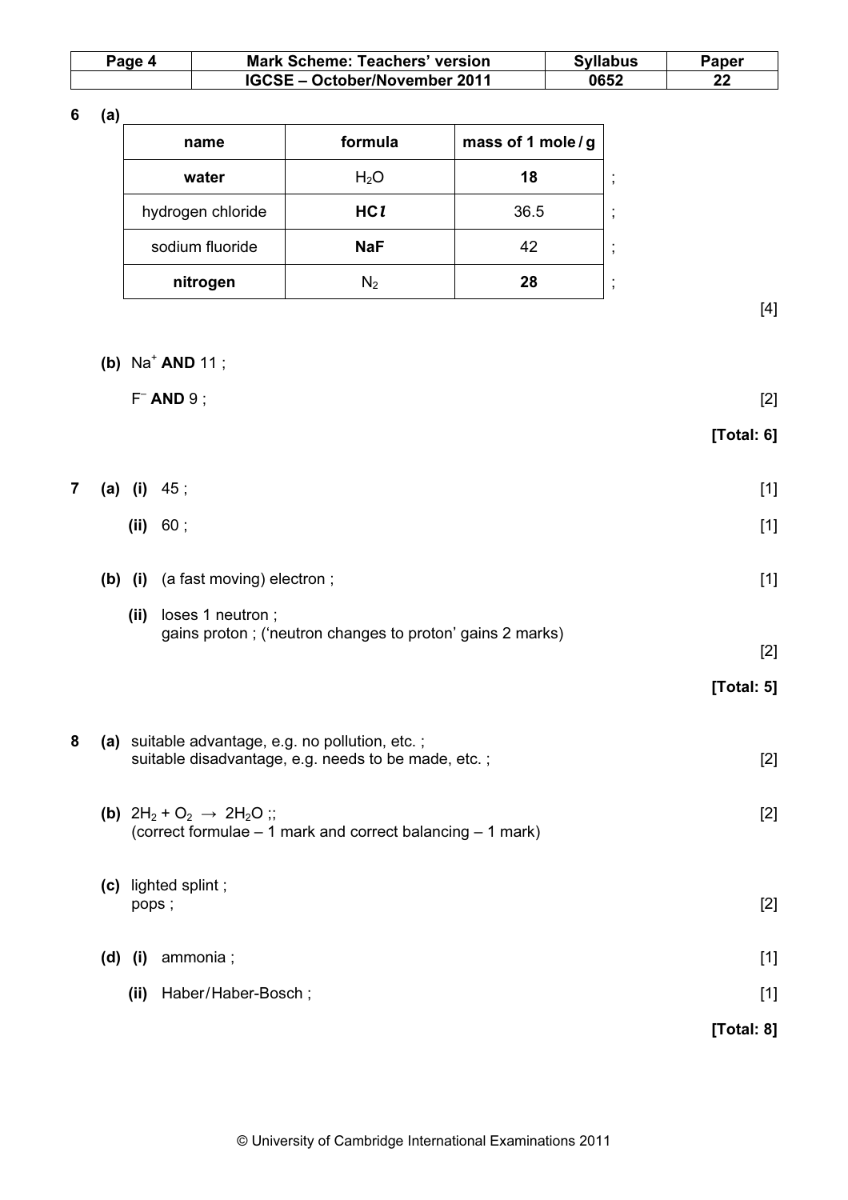**6 (a)**

| name | formula | mass of 1 mole / g | |
|---|---|---|---|
| **water** | $H_2O$ | **18** | ; |
| hydrogen chloride | **HCl** | 36.5 | ; |
| sodium fluoride | **NaF** | 42 | ; |
| **nitrogen** | $N_2$ | **28** | ; |

[4]

**(b)** $Na^+$ **AND** 11 ;

$F^-$ **AND** 9 ; [2]

**[Total: 6]**

**7 (a) (i)** 45 ; [1]

**(ii)** 60 ; [1]

**(b) (i)** (a fast moving) electron ; [1]

**(ii)** loses 1 neutron ;
gains proton ; ('neutron changes to proton' gains 2 marks) [2]

**[Total: 5]**

**8 (a)** suitable advantage, e.g. no pollution, etc. ;
suitable disadvantage, e.g. needs to be made, etc. ; [2]

**(b)** $2H_2 + O_2 \rightarrow 2H_2O$ ;; [2]
(correct formulae – 1 mark and correct balancing – 1 mark)

**(c)** lighted splint ;
pops ; [2]

**(d) (i)** ammonia ; [1]

**(ii)** Haber / Haber-Bosch ; [1]

**[Total: 8]**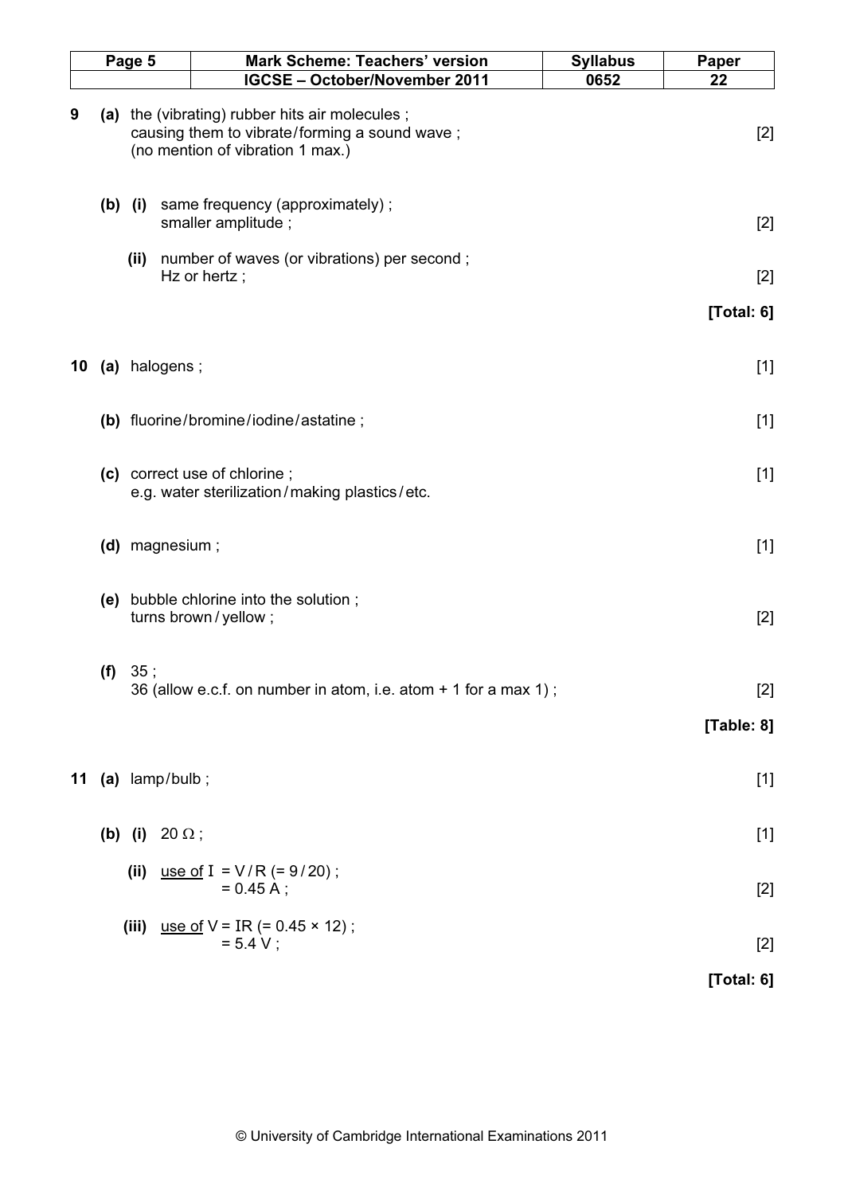9 (a) the (vibrating) rubber hits air molecules ;
causing them to vibrate/forming a sound wave ;
(no mention of vibration 1 max.) [2]

(b) (i) same frequency (approximately) ;
smaller amplitude ; [2]

(ii) number of waves (or vibrations) per second ;
Hz or hertz ; [2]

**[Total: 6]**

10 (a) halogens ; [1]

(b) fluorine/bromine/iodine/astatine ; [1]

(c) correct use of chlorine ;
e.g. water sterilization/making plastics/etc. [1]

(d) magnesium ; [1]

(e) bubble chlorine into the solution ;
turns brown/yellow ; [2]

(f) 35 ;
36 (allow e.c.f. on number in atom, i.e. atom + 1 for a max 1) ; [2]

**[Table: 8]**

11 (a) lamp/bulb ; [1]

(b) (i) 20 Ω ; [1]

(ii) <u>use of</u> $I = V/R$ (= 9/20) ;
= 0.45 A ; [2]

(iii) <u>use of</u> $V = IR$ (= 0.45 × 12) ;
= 5.4 V ; [2]

**[Total: 6]**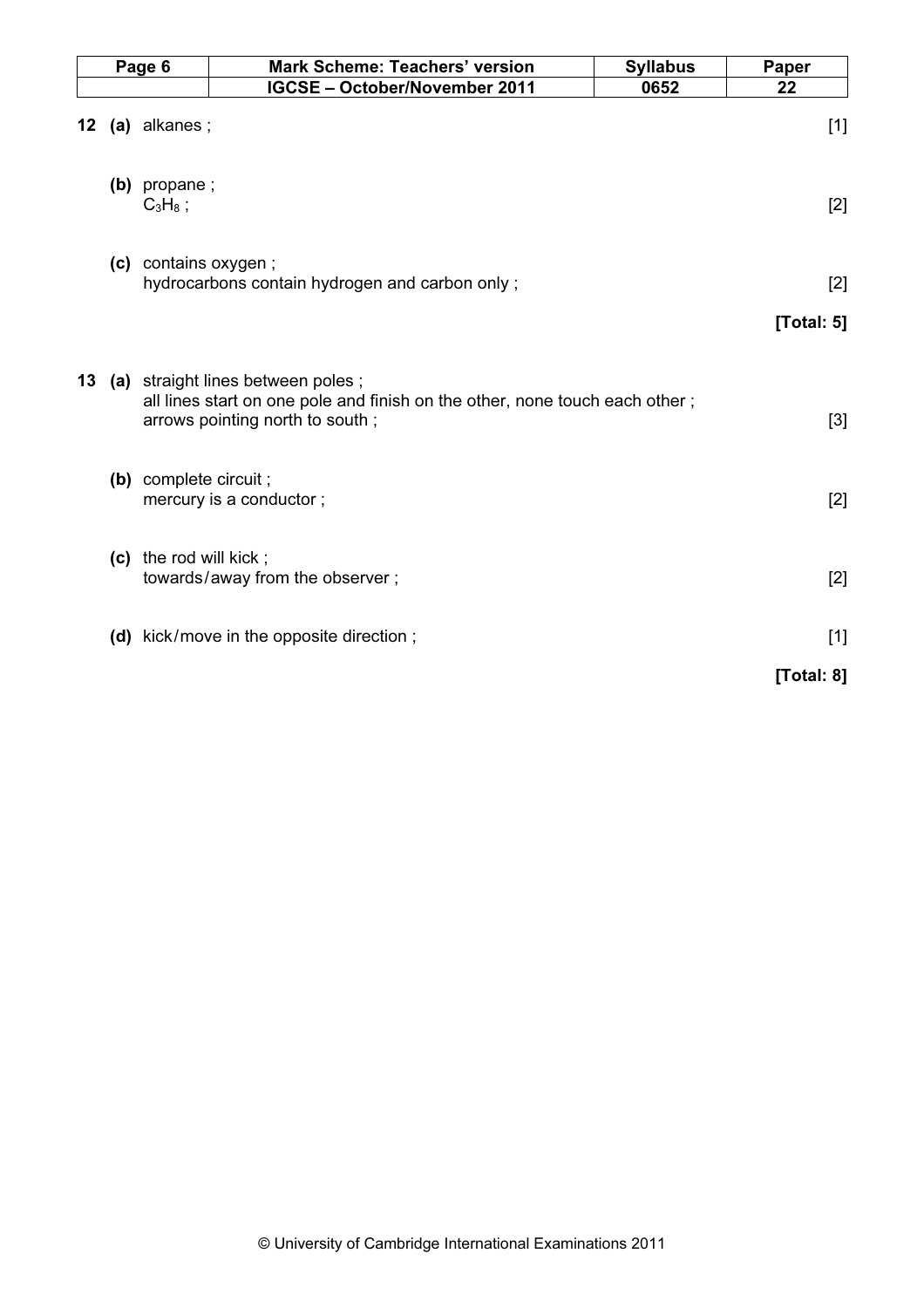**12 (a)** alkanes ; [1]

**(b)** propane ;
$C_3H_8$ ; [2]

**(c)** contains oxygen ;
hydrocarbons contain hydrogen and carbon only ; [2]

**[Total: 5]**

**13 (a)** straight lines between poles ;
all lines start on one pole and finish on the other, none touch each other ;
arrows pointing north to south ; [3]

**(b)** complete circuit ;
mercury is a conductor ; [2]

**(c)** the rod will kick ;
towards/away from the observer ; [2]

**(d)** kick/move in the opposite direction ; [1]

**[Total: 8]**

© University of Cambridge International Examinations 2011